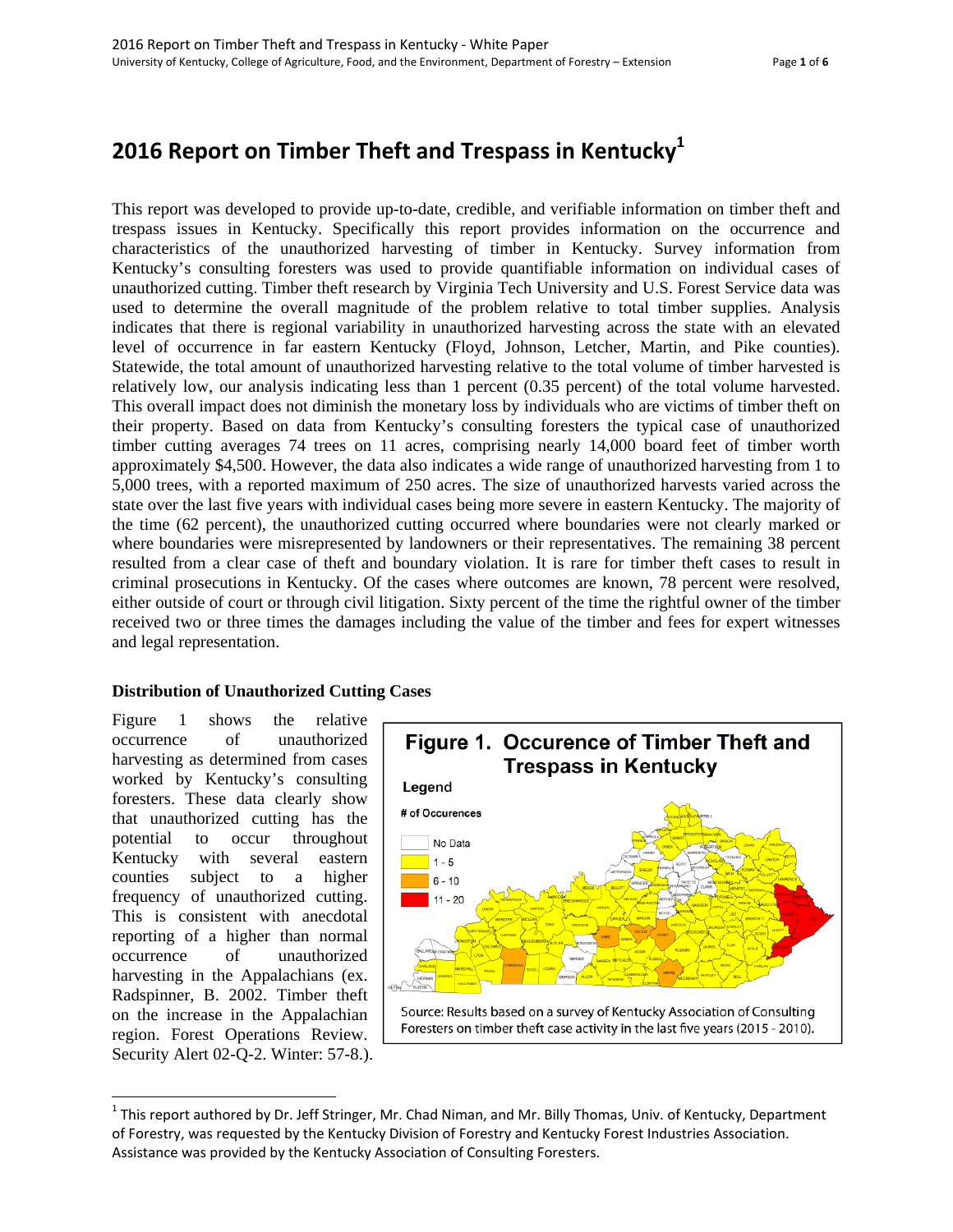# 2016 Report on Timber Theft and Trespass in Kentucky[1]

This report was developed to provide up-to-date, credible, and verifiable information on timber theft and trespass issues in Kentucky. Specifically this report provides information on the occurrence and characteristics of the unauthorized harvesting of timber in Kentucky. Survey information from Kentucky's consulting foresters was used to provide quantifiable information on individual cases of unauthorized cutting. Timber theft research by Virginia Tech University and U.S. Forest Service data was used to determine the overall magnitude of the problem relative to total timber supplies. Analysis indicates that there is regional variability in unauthorized harvesting across the state with an elevated level of occurrence in far eastern Kentucky (Floyd, Johnson, Letcher, Martin, and Pike counties). Statewide, the total amount of unauthorized harvesting relative to the total volume of timber harvested is relatively low, our analysis indicating less than 1 percent (0.35 percent) of the total volume harvested. This overall impact does not diminish the monetary loss by individuals who are victims of timber theft on their property. Based on data from Kentucky's consulting foresters the typical case of unauthorized timber cutting averages 74 trees on 11 acres, comprising nearly 14,000 board feet of timber worth approximately $4,500. However, the data also indicates a wide range of unauthorized harvesting from 1 to 5,000 trees, with a reported maximum of 250 acres. The size of unauthorized harvests varied across the state over the last five years with individual cases being more severe in eastern Kentucky. The majority of the time (62 percent), the unauthorized cutting occurred where boundaries were not clearly marked or where boundaries were misrepresented by landowners or their representatives. The remaining 38 percent resulted from a clear case of theft and boundary violation. It is rare for timber theft cases to result in criminal prosecutions in Kentucky. Of the cases where outcomes are known, 78 percent were resolved, either outside of court or through civil litigation. Sixty percent of the time the rightful owner of the timber received two or three times the damages including the value of the timber and fees for expert witnesses and legal representation.

## Distribution of Unauthorized Cutting Cases

Figure 1 shows the relative occurrence of unauthorized harvesting as determined from cases worked by Kentucky's consulting foresters. These data clearly show that unauthorized cutting has the potential to occur throughout Kentucky with several eastern counties subject to a higher frequency of unauthorized cutting. This is consistent with anecdotal reporting of a higher than normal occurrence of unauthorized harvesting in the Appalachians (ex. Radspinner, B. 2002. Timber theft on the increase in the Appalachian region. Forest Operations Review. Security Alert 02-Q-2. Winter: 57-8.).

**Figure 1. Occurence of Timber Theft and Trespass in Kentucky**

Legend – # of Occurences: No Data; 1 - 5; 6 - 10; 11 - 20

Source: Results based on a survey of Kentucky Association of Consulting Foresters on timber theft case activity in the last five years (2015 - 2010).

[1] This report authored by Dr. Jeff Stringer, Mr. Chad Niman, and Mr. Billy Thomas, Univ. of Kentucky, Department of Forestry, was requested by the Kentucky Division of Forestry and Kentucky Forest Industries Association. Assistance was provided by the Kentucky Association of Consulting Foresters.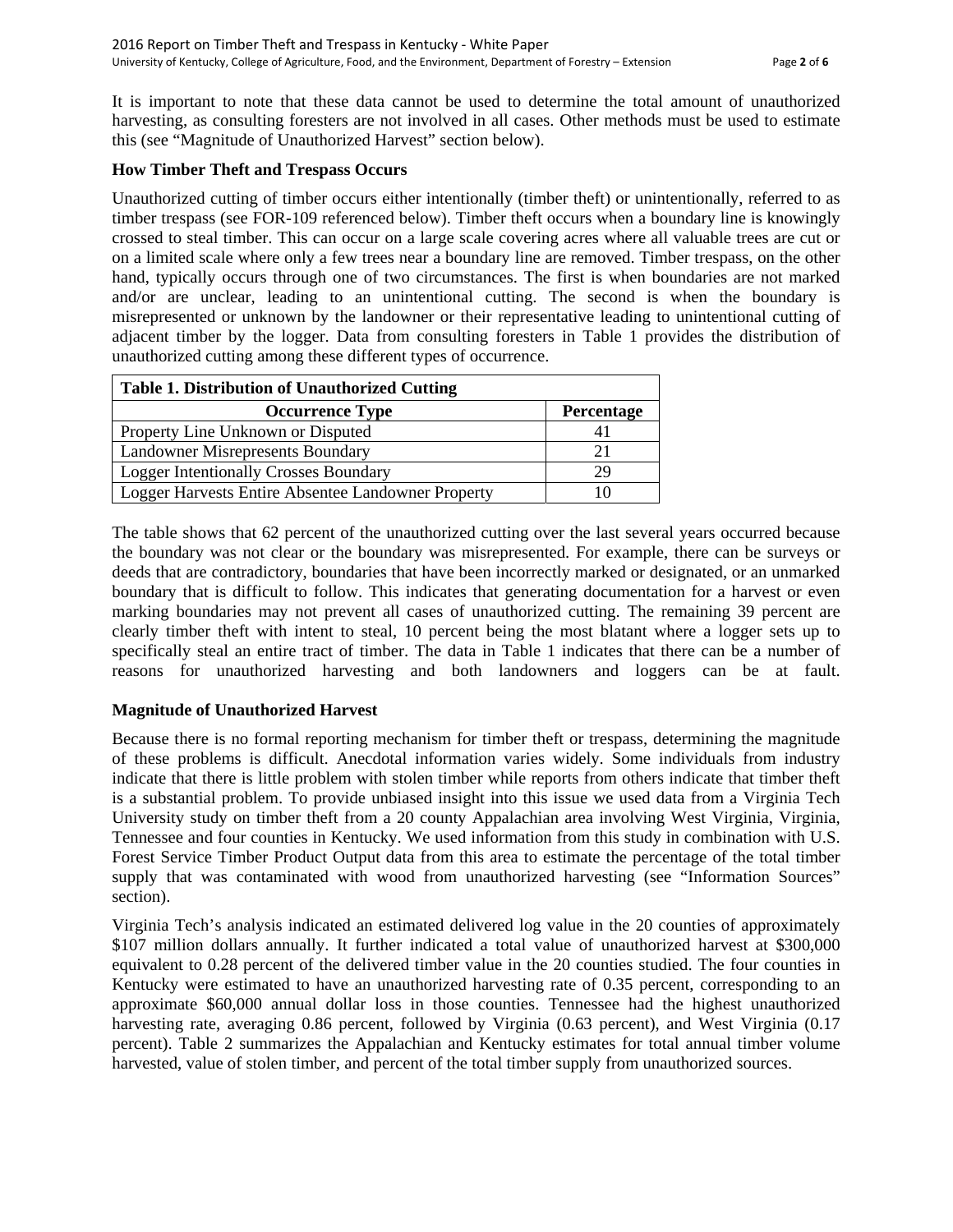It is important to note that these data cannot be used to determine the total amount of unauthorized harvesting, as consulting foresters are not involved in all cases. Other methods must be used to estimate this (see "Magnitude of Unauthorized Harvest" section below).

### How Timber Theft and Trespass Occurs

Unauthorized cutting of timber occurs either intentionally (timber theft) or unintentionally, referred to as timber trespass (see FOR-109 referenced below). Timber theft occurs when a boundary line is knowingly crossed to steal timber. This can occur on a large scale covering acres where all valuable trees are cut or on a limited scale where only a few trees near a boundary line are removed. Timber trespass, on the other hand, typically occurs through one of two circumstances. The first is when boundaries are not marked and/or are unclear, leading to an unintentional cutting. The second is when the boundary is misrepresented or unknown by the landowner or their representative leading to unintentional cutting of adjacent timber by the logger. Data from consulting foresters in Table 1 provides the distribution of unauthorized cutting among these different types of occurrence.

**Table 1. Distribution of Unauthorized Cutting**

| Occurrence Type | Percentage |
|---|---|
| Property Line Unknown or Disputed | 41 |
| Landowner Misrepresents Boundary | 21 |
| Logger Intentionally Crosses Boundary | 29 |
| Logger Harvests Entire Absentee Landowner Property | 10 |

The table shows that 62 percent of the unauthorized cutting over the last several years occurred because the boundary was not clear or the boundary was misrepresented. For example, there can be surveys or deeds that are contradictory, boundaries that have been incorrectly marked or designated, or an unmarked boundary that is difficult to follow. This indicates that generating documentation for a harvest or even marking boundaries may not prevent all cases of unauthorized cutting. The remaining 39 percent are clearly timber theft with intent to steal, 10 percent being the most blatant where a logger sets up to specifically steal an entire tract of timber. The data in Table 1 indicates that there can be a number of reasons for unauthorized harvesting and both landowners and loggers can be at fault.

### Magnitude of Unauthorized Harvest

Because there is no formal reporting mechanism for timber theft or trespass, determining the magnitude of these problems is difficult. Anecdotal information varies widely. Some individuals from industry indicate that there is little problem with stolen timber while reports from others indicate that timber theft is a substantial problem. To provide unbiased insight into this issue we used data from a Virginia Tech University study on timber theft from a 20 county Appalachian area involving West Virginia, Virginia, Tennessee and four counties in Kentucky. We used information from this study in combination with U.S. Forest Service Timber Product Output data from this area to estimate the percentage of the total timber supply that was contaminated with wood from unauthorized harvesting (see "Information Sources" section).

Virginia Tech's analysis indicated an estimated delivered log value in the 20 counties of approximately $107 million dollars annually. It further indicated a total value of unauthorized harvest at $300,000 equivalent to 0.28 percent of the delivered timber value in the 20 counties studied. The four counties in Kentucky were estimated to have an unauthorized harvesting rate of 0.35 percent, corresponding to an approximate $60,000 annual dollar loss in those counties. Tennessee had the highest unauthorized harvesting rate, averaging 0.86 percent, followed by Virginia (0.63 percent), and West Virginia (0.17 percent). Table 2 summarizes the Appalachian and Kentucky estimates for total annual timber volume harvested, value of stolen timber, and percent of the total timber supply from unauthorized sources.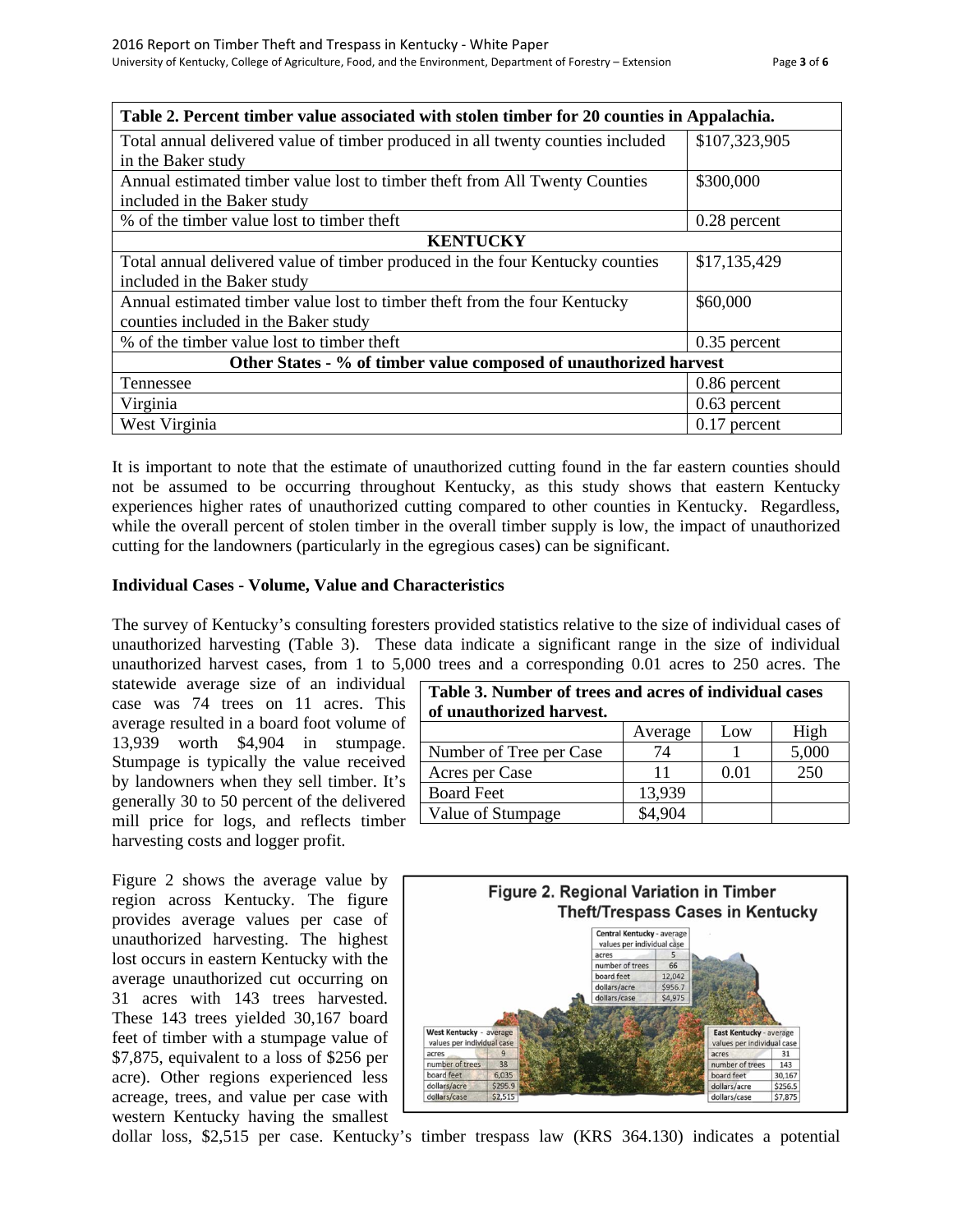| Table 2. Percent timber value associated with stolen timber for 20 counties in Appalachia. | |
|---|---|
| Total annual delivered value of timber produced in all twenty counties included in the Baker study | $107,323,905 |
| Annual estimated timber value lost to timber theft from All Twenty Counties included in the Baker study | $300,000 |
| % of the timber value lost to timber theft | 0.28 percent |
| **KENTUCKY** | |
| Total annual delivered value of timber produced in the four Kentucky counties included in the Baker study | $17,135,429 |
| Annual estimated timber value lost to timber theft from the four Kentucky counties included in the Baker study | $60,000 |
| % of the timber value lost to timber theft | 0.35 percent |
| **Other States - % of timber value composed of unauthorized harvest** | |
| Tennessee | 0.86 percent |
| Virginia | 0.63 percent |
| West Virginia | 0.17 percent |

It is important to note that the estimate of unauthorized cutting found in the far eastern counties should not be assumed to be occurring throughout Kentucky, as this study shows that eastern Kentucky experiences higher rates of unauthorized cutting compared to other counties in Kentucky. Regardless, while the overall percent of stolen timber in the overall timber supply is low, the impact of unauthorized cutting for the landowners (particularly in the egregious cases) can be significant.

**Individual Cases - Volume, Value and Characteristics**

The survey of Kentucky's consulting foresters provided statistics relative to the size of individual cases of unauthorized harvesting (Table 3). These data indicate a significant range in the size of individual unauthorized harvest cases, from 1 to 5,000 trees and a corresponding 0.01 acres to 250 acres. The statewide average size of an individual case was 74 trees on 11 acres. This average resulted in a board foot volume of 13,939 worth $4,904 in stumpage. Stumpage is typically the value received by landowners when they sell timber. It's generally 30 to 50 percent of the delivered mill price for logs, and reflects timber harvesting costs and logger profit.

**Table 3. Number of trees and acres of individual cases of unauthorized harvest.**

| | Average | Low | High |
|---|---|---|---|
| Number of Tree per Case | 74 | 1 | 5,000 |
| Acres per Case | 11 | 0.01 | 250 |
| Board Feet | 13,939 | | |
| Value of Stumpage | $4,904 | | |

Figure 2 shows the average value by region across Kentucky. The figure provides average values per case of unauthorized harvesting. The highest lost occurs in eastern Kentucky with the average unauthorized cut occurring on 31 acres with 143 trees harvested. These 143 trees yielded 30,167 board feet of timber with a stumpage value of $7,875, equivalent to a loss of $256 per acre). Other regions experienced less acreage, trees, and value per case with western Kentucky having the smallest dollar loss, $2,515 per case. Kentucky's timber trespass law (KRS 364.130) indicates a potential

**Figure 2. Regional Variation in Timber Theft/Trespass Cases in Kentucky**

| Central Kentucky - average values per individual case | |
|---|---|
| acres | 5 |
| number of trees | 66 |
| board feet | 12,042 |
| dollars/acre | $956.7 |
| dollars/case | $4,975 |

| West Kentucky - average values per individual case | |
|---|---|
| acres | 9 |
| number of trees | 38 |
| board feet | 6,035 |
| dollars/acre | $295.9 |
| dollars/case | $2,515 |

| East Kentucky - average values per individual case | |
|---|---|
| acres | 31 |
| number of trees | 143 |
| board feet | 30,167 |
| dollars/acre | $256.5 |
| dollars/case | $7,875 |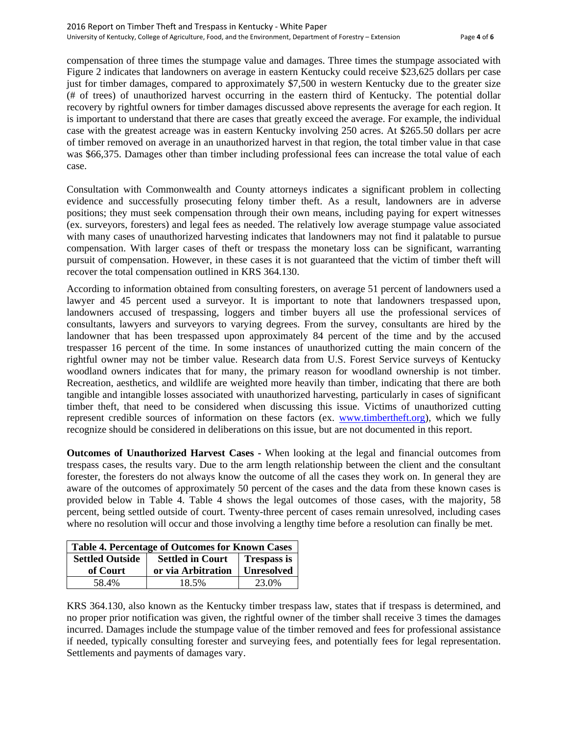compensation of three times the stumpage value and damages. Three times the stumpage associated with Figure 2 indicates that landowners on average in eastern Kentucky could receive $23,625 dollars per case just for timber damages, compared to approximately $7,500 in western Kentucky due to the greater size (# of trees) of unauthorized harvest occurring in the eastern third of Kentucky. The potential dollar recovery by rightful owners for timber damages discussed above represents the average for each region. It is important to understand that there are cases that greatly exceed the average. For example, the individual case with the greatest acreage was in eastern Kentucky involving 250 acres. At $265.50 dollars per acre of timber removed on average in an unauthorized harvest in that region, the total timber value in that case was $66,375. Damages other than timber including professional fees can increase the total value of each case.

Consultation with Commonwealth and County attorneys indicates a significant problem in collecting evidence and successfully prosecuting felony timber theft. As a result, landowners are in adverse positions; they must seek compensation through their own means, including paying for expert witnesses (ex. surveyors, foresters) and legal fees as needed. The relatively low average stumpage value associated with many cases of unauthorized harvesting indicates that landowners may not find it palatable to pursue compensation. With larger cases of theft or trespass the monetary loss can be significant, warranting pursuit of compensation. However, in these cases it is not guaranteed that the victim of timber theft will recover the total compensation outlined in KRS 364.130.

According to information obtained from consulting foresters, on average 51 percent of landowners used a lawyer and 45 percent used a surveyor. It is important to note that landowners trespassed upon, landowners accused of trespassing, loggers and timber buyers all use the professional services of consultants, lawyers and surveyors to varying degrees. From the survey, consultants are hired by the landowner that has been trespassed upon approximately 84 percent of the time and by the accused trespasser 16 percent of the time. In some instances of unauthorized cutting the main concern of the rightful owner may not be timber value. Research data from U.S. Forest Service surveys of Kentucky woodland owners indicates that for many, the primary reason for woodland ownership is not timber. Recreation, aesthetics, and wildlife are weighted more heavily than timber, indicating that there are both tangible and intangible losses associated with unauthorized harvesting, particularly in cases of significant timber theft, that need to be considered when discussing this issue. Victims of unauthorized cutting represent credible sources of information on these factors (ex. www.timbertheft.org), which we fully recognize should be considered in deliberations on this issue, but are not documented in this report.

**Outcomes of Unauthorized Harvest Cases -** When looking at the legal and financial outcomes from trespass cases, the results vary. Due to the arm length relationship between the client and the consultant forester, the foresters do not always know the outcome of all the cases they work on. In general they are aware of the outcomes of approximately 50 percent of the cases and the data from these known cases is provided below in Table 4. Table 4 shows the legal outcomes of those cases, with the majority, 58 percent, being settled outside of court. Twenty-three percent of cases remain unresolved, including cases where no resolution will occur and those involving a lengthy time before a resolution can finally be met.

**Table 4. Percentage of Outcomes for Known Cases**

| Settled Outside of Court | Settled in Court or via Arbitration | Trespass is Unresolved |
|---|---|---|
| 58.4% | 18.5% | 23.0% |

KRS 364.130, also known as the Kentucky timber trespass law, states that if trespass is determined, and no proper prior notification was given, the rightful owner of the timber shall receive 3 times the damages incurred. Damages include the stumpage value of the timber removed and fees for professional assistance if needed, typically consulting forester and surveying fees, and potentially fees for legal representation. Settlements and payments of damages vary.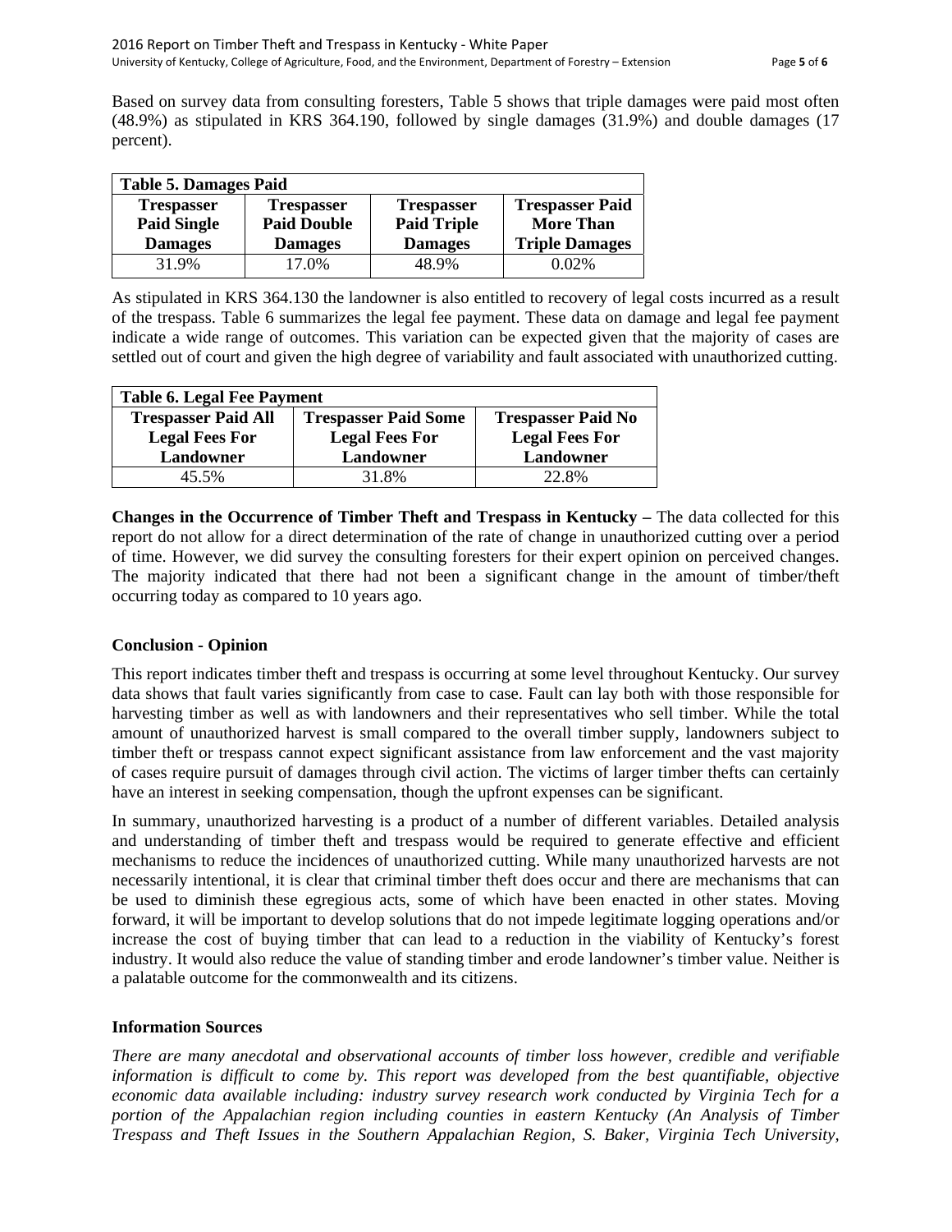Based on survey data from consulting foresters, Table 5 shows that triple damages were paid most often (48.9%) as stipulated in KRS 364.190, followed by single damages (31.9%) and double damages (17 percent).

| Table 5. Damages Paid | | | |
|---|---|---|---|
| **Trespasser Paid Single Damages** | **Trespasser Paid Double Damages** | **Trespasser Paid Triple Damages** | **Trespasser Paid More Than Triple Damages** |
| 31.9% | 17.0% | 48.9% | 0.02% |

As stipulated in KRS 364.130 the landowner is also entitled to recovery of legal costs incurred as a result of the trespass. Table 6 summarizes the legal fee payment. These data on damage and legal fee payment indicate a wide range of outcomes. This variation can be expected given that the majority of cases are settled out of court and given the high degree of variability and fault associated with unauthorized cutting.

| Table 6. Legal Fee Payment | | |
|---|---|---|
| **Trespasser Paid All Legal Fees For Landowner** | **Trespasser Paid Some Legal Fees For Landowner** | **Trespasser Paid No Legal Fees For Landowner** |
| 45.5% | 31.8% | 22.8% |

**Changes in the Occurrence of Timber Theft and Trespass in Kentucky –** The data collected for this report do not allow for a direct determination of the rate of change in unauthorized cutting over a period of time. However, we did survey the consulting foresters for their expert opinion on perceived changes. The majority indicated that there had not been a significant change in the amount of timber/theft occurring today as compared to 10 years ago.

### Conclusion - Opinion

This report indicates timber theft and trespass is occurring at some level throughout Kentucky. Our survey data shows that fault varies significantly from case to case. Fault can lay both with those responsible for harvesting timber as well as with landowners and their representatives who sell timber. While the total amount of unauthorized harvest is small compared to the overall timber supply, landowners subject to timber theft or trespass cannot expect significant assistance from law enforcement and the vast majority of cases require pursuit of damages through civil action. The victims of larger timber thefts can certainly have an interest in seeking compensation, though the upfront expenses can be significant.

In summary, unauthorized harvesting is a product of a number of different variables. Detailed analysis and understanding of timber theft and trespass would be required to generate effective and efficient mechanisms to reduce the incidences of unauthorized cutting. While many unauthorized harvests are not necessarily intentional, it is clear that criminal timber theft does occur and there are mechanisms that can be used to diminish these egregious acts, some of which have been enacted in other states. Moving forward, it will be important to develop solutions that do not impede legitimate logging operations and/or increase the cost of buying timber that can lead to a reduction in the viability of Kentucky's forest industry. It would also reduce the value of standing timber and erode landowner's timber value. Neither is a palatable outcome for the commonwealth and its citizens.

### Information Sources

*There are many anecdotal and observational accounts of timber loss however, credible and verifiable information is difficult to come by. This report was developed from the best quantifiable, objective economic data available including: industry survey research work conducted by Virginia Tech for a portion of the Appalachian region including counties in eastern Kentucky (An Analysis of Timber Trespass and Theft Issues in the Southern Appalachian Region, S. Baker, Virginia Tech University,*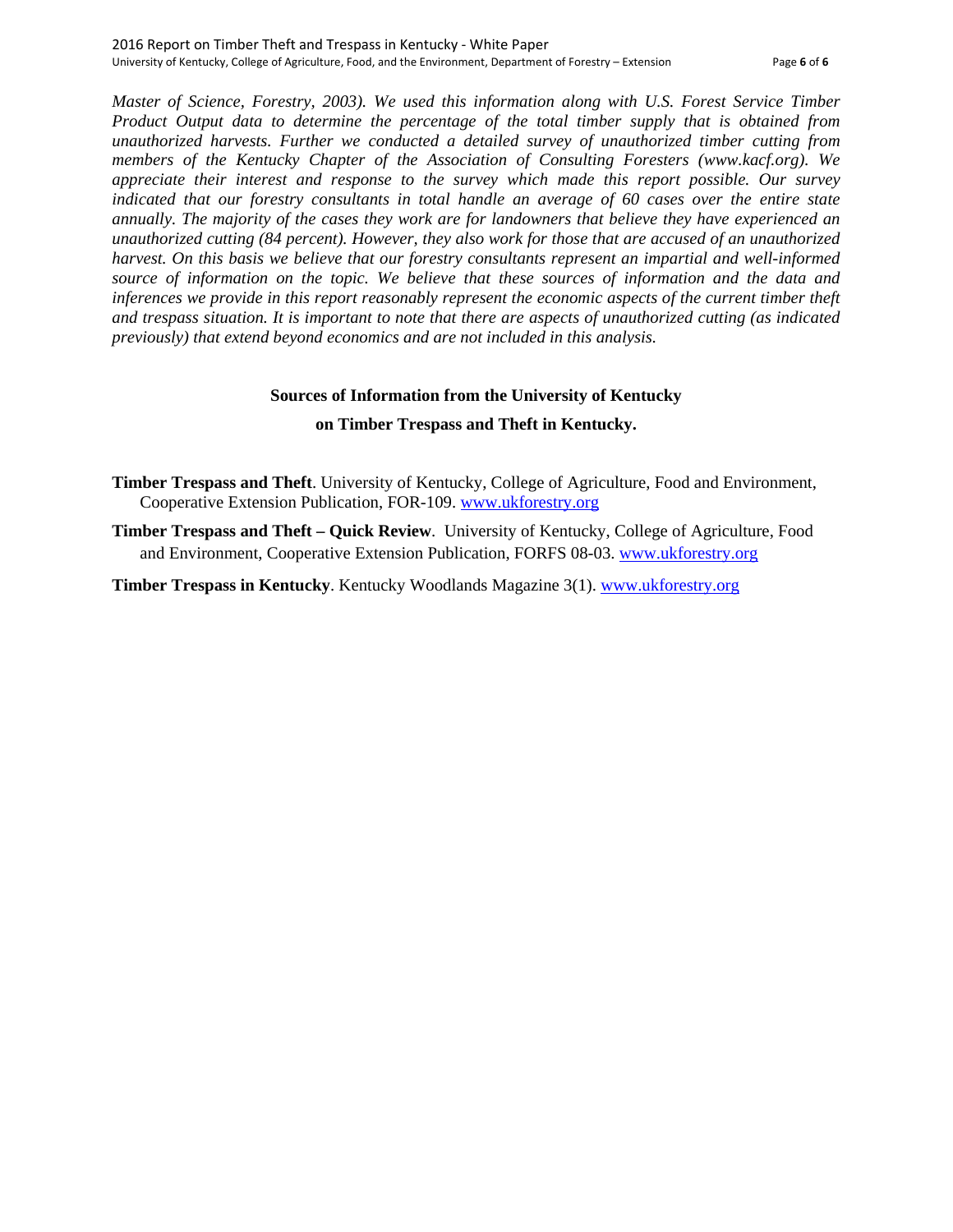*Master of Science, Forestry, 2003). We used this information along with U.S. Forest Service Timber Product Output data to determine the percentage of the total timber supply that is obtained from unauthorized harvests. Further we conducted a detailed survey of unauthorized timber cutting from members of the Kentucky Chapter of the Association of Consulting Foresters (www.kacf.org). We appreciate their interest and response to the survey which made this report possible. Our survey indicated that our forestry consultants in total handle an average of 60 cases over the entire state annually. The majority of the cases they work are for landowners that believe they have experienced an unauthorized cutting (84 percent). However, they also work for those that are accused of an unauthorized harvest. On this basis we believe that our forestry consultants represent an impartial and well-informed source of information on the topic. We believe that these sources of information and the data and inferences we provide in this report reasonably represent the economic aspects of the current timber theft and trespass situation. It is important to note that there are aspects of unauthorized cutting (as indicated previously) that extend beyond economics and are not included in this analysis.*

## Sources of Information from the University of Kentucky on Timber Trespass and Theft in Kentucky.

**Timber Trespass and Theft**. University of Kentucky, College of Agriculture, Food and Environment, Cooperative Extension Publication, FOR-109. www.ukforestry.org

**Timber Trespass and Theft – Quick Review**. University of Kentucky, College of Agriculture, Food and Environment, Cooperative Extension Publication, FORFS 08-03. www.ukforestry.org

**Timber Trespass in Kentucky**. Kentucky Woodlands Magazine 3(1). www.ukforestry.org